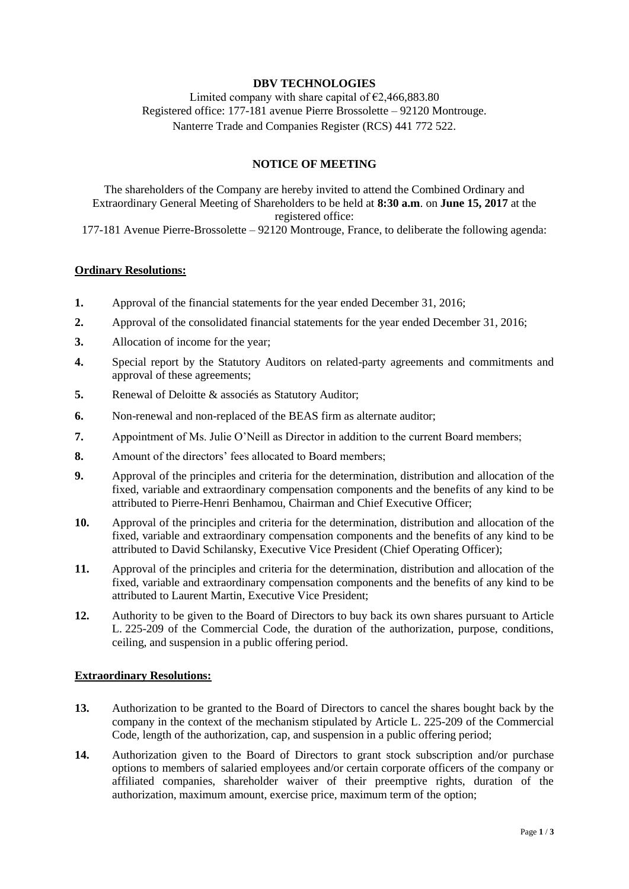**DBV TECHNOLOGIES**

Limited company with share capital of €2,466,883.80
Registered office: 177-181 avenue Pierre Brossolette – 92120 Montrouge.
Nanterre Trade and Companies Register (RCS) 441 772 522.

**NOTICE OF MEETING**

The shareholders of the Company are hereby invited to attend the Combined Ordinary and Extraordinary General Meeting of Shareholders to be held at **8:30 a.m**. on **June 15, 2017** at the registered office:
177-181 Avenue Pierre-Brossolette – 92120 Montrouge, France, to deliberate the following agenda:

**Ordinary Resolutions:**

**1.** Approval of the financial statements for the year ended December 31, 2016;

**2.** Approval of the consolidated financial statements for the year ended December 31, 2016;

**3.** Allocation of income for the year;

**4.** Special report by the Statutory Auditors on related-party agreements and commitments and approval of these agreements;

**5.** Renewal of Deloitte & associés as Statutory Auditor;

**6.** Non-renewal and non-replaced of the BEAS firm as alternate auditor;

**7.** Appointment of Ms. Julie O'Neill as Director in addition to the current Board members;

**8.** Amount of the directors' fees allocated to Board members;

**9.** Approval of the principles and criteria for the determination, distribution and allocation of the fixed, variable and extraordinary compensation components and the benefits of any kind to be attributed to Pierre-Henri Benhamou, Chairman and Chief Executive Officer;

**10.** Approval of the principles and criteria for the determination, distribution and allocation of the fixed, variable and extraordinary compensation components and the benefits of any kind to be attributed to David Schilansky, Executive Vice President (Chief Operating Officer);

**11.** Approval of the principles and criteria for the determination, distribution and allocation of the fixed, variable and extraordinary compensation components and the benefits of any kind to be attributed to Laurent Martin, Executive Vice President;

**12.** Authority to be given to the Board of Directors to buy back its own shares pursuant to Article L. 225-209 of the Commercial Code, the duration of the authorization, purpose, conditions, ceiling, and suspension in a public offering period.

**Extraordinary Resolutions:**

**13.** Authorization to be granted to the Board of Directors to cancel the shares bought back by the company in the context of the mechanism stipulated by Article L. 225-209 of the Commercial Code, length of the authorization, cap, and suspension in a public offering period;

**14.** Authorization given to the Board of Directors to grant stock subscription and/or purchase options to members of salaried employees and/or certain corporate officers of the company or affiliated companies, shareholder waiver of their preemptive rights, duration of the authorization, maximum amount, exercise price, maximum term of the option;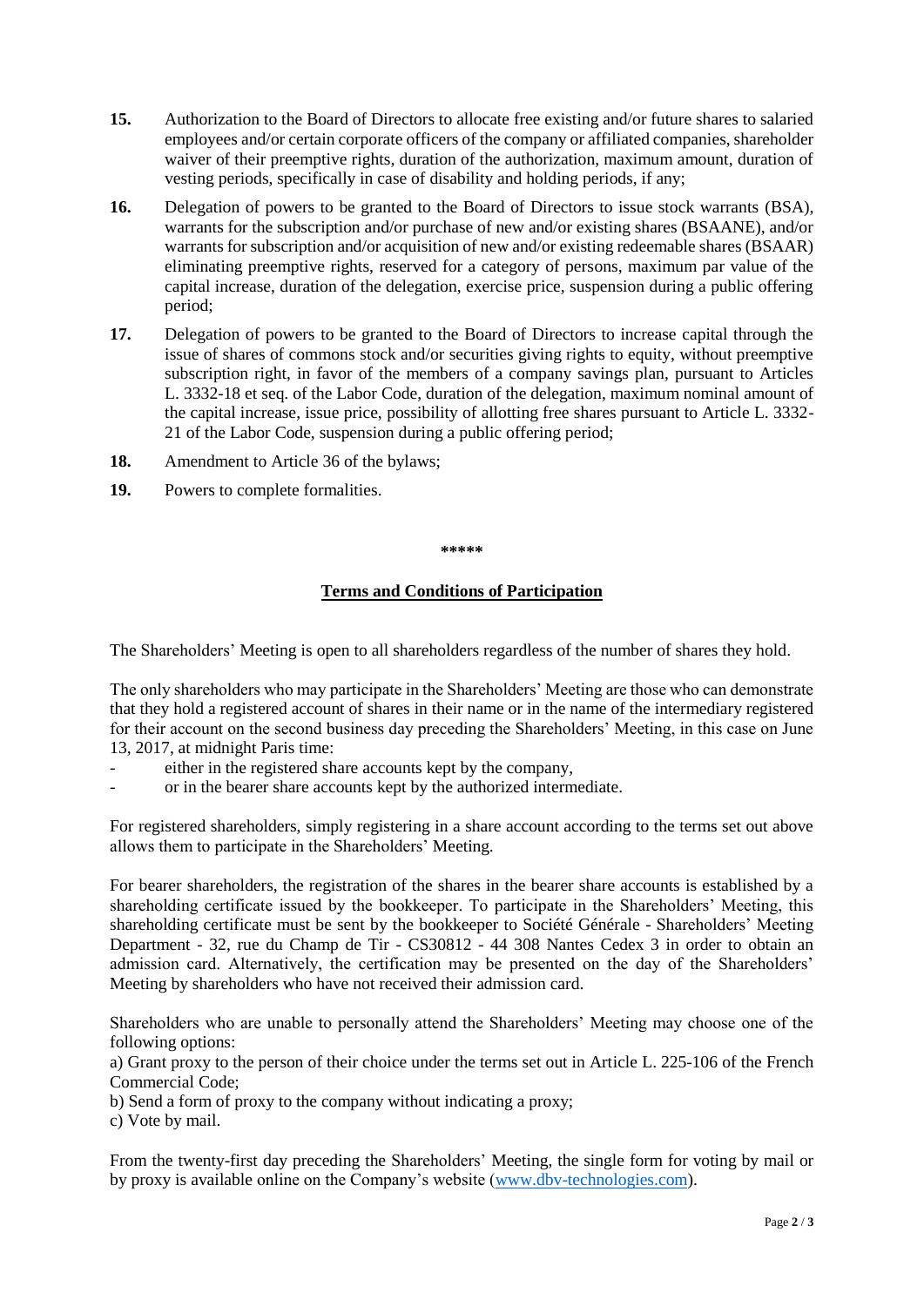**15.** Authorization to the Board of Directors to allocate free existing and/or future shares to salaried employees and/or certain corporate officers of the company or affiliated companies, shareholder waiver of their preemptive rights, duration of the authorization, maximum amount, duration of vesting periods, specifically in case of disability and holding periods, if any;

**16.** Delegation of powers to be granted to the Board of Directors to issue stock warrants (BSA), warrants for the subscription and/or purchase of new and/or existing shares (BSAANE), and/or warrants for subscription and/or acquisition of new and/or existing redeemable shares (BSAAR) eliminating preemptive rights, reserved for a category of persons, maximum par value of the capital increase, duration of the delegation, exercise price, suspension during a public offering period;

**17.** Delegation of powers to be granted to the Board of Directors to increase capital through the issue of shares of commons stock and/or securities giving rights to equity, without preemptive subscription right, in favor of the members of a company savings plan, pursuant to Articles L. 3332-18 et seq. of the Labor Code, duration of the delegation, maximum nominal amount of the capital increase, issue price, possibility of allotting free shares pursuant to Article L. 3332-21 of the Labor Code, suspension during a public offering period;

**18.** Amendment to Article 36 of the bylaws;

**19.** Powers to complete formalities.

**\*\*\*\*\***

## **Terms and Conditions of Participation**

The Shareholders' Meeting is open to all shareholders regardless of the number of shares they hold.

The only shareholders who may participate in the Shareholders' Meeting are those who can demonstrate that they hold a registered account of shares in their name or in the name of the intermediary registered for their account on the second business day preceding the Shareholders' Meeting, in this case on June 13, 2017, at midnight Paris time:

- either in the registered share accounts kept by the company,
- or in the bearer share accounts kept by the authorized intermediate.

For registered shareholders, simply registering in a share account according to the terms set out above allows them to participate in the Shareholders' Meeting.

For bearer shareholders, the registration of the shares in the bearer share accounts is established by a shareholding certificate issued by the bookkeeper. To participate in the Shareholders' Meeting, this shareholding certificate must be sent by the bookkeeper to Société Générale - Shareholders' Meeting Department - 32, rue du Champ de Tir - CS30812 - 44 308 Nantes Cedex 3 in order to obtain an admission card. Alternatively, the certification may be presented on the day of the Shareholders' Meeting by shareholders who have not received their admission card.

Shareholders who are unable to personally attend the Shareholders' Meeting may choose one of the following options:
a) Grant proxy to the person of their choice under the terms set out in Article L. 225-106 of the French Commercial Code;
b) Send a form of proxy to the company without indicating a proxy;
c) Vote by mail.

From the twenty-first day preceding the Shareholders' Meeting, the single form for voting by mail or by proxy is available online on the Company's website (www.dbv-technologies.com).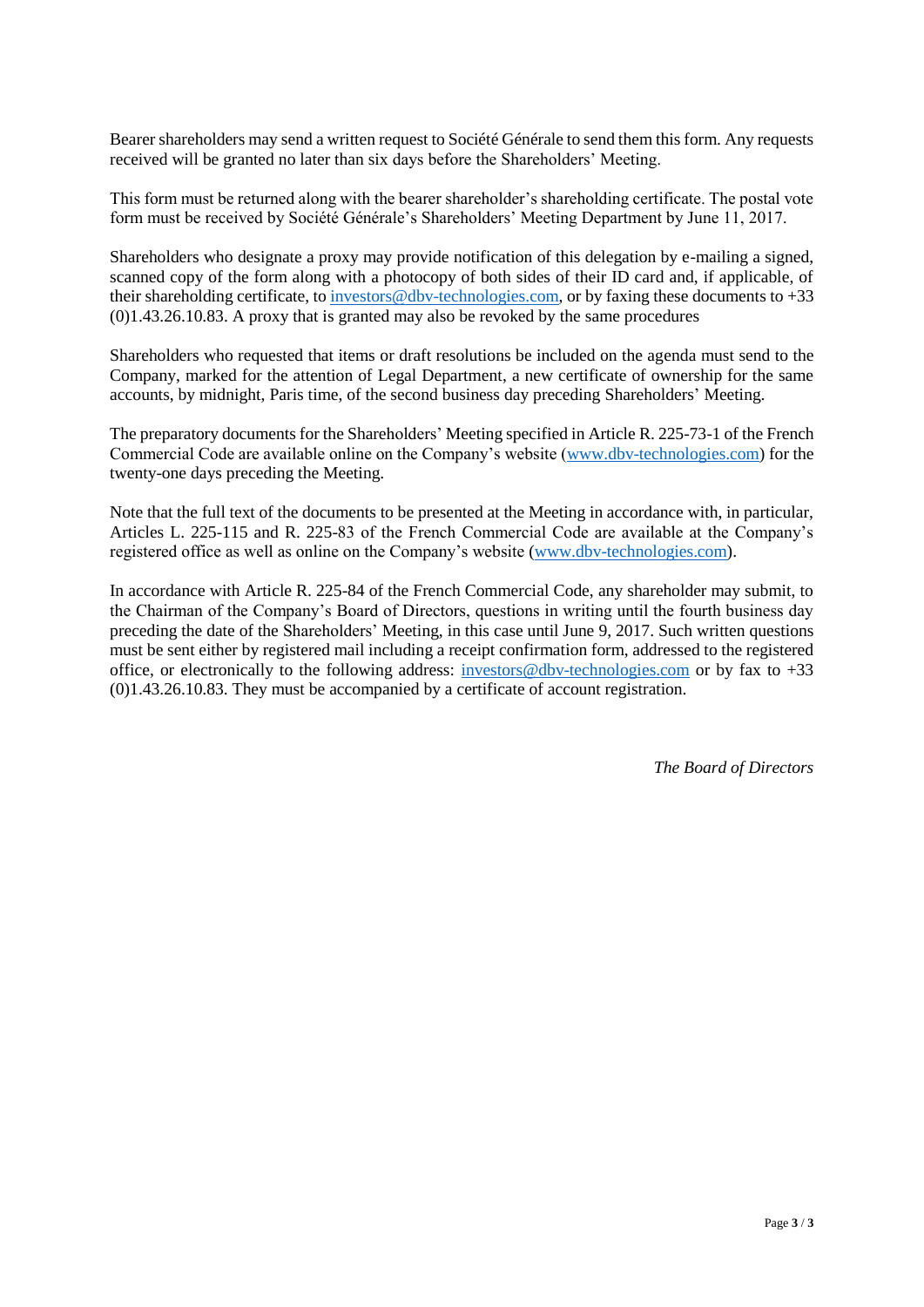Bearer shareholders may send a written request to Société Générale to send them this form. Any requests received will be granted no later than six days before the Shareholders' Meeting.

This form must be returned along with the bearer shareholder's shareholding certificate. The postal vote form must be received by Société Générale's Shareholders' Meeting Department by June 11, 2017.

Shareholders who designate a proxy may provide notification of this delegation by e-mailing a signed, scanned copy of the form along with a photocopy of both sides of their ID card and, if applicable, of their shareholding certificate, to investors@dbv-technologies.com, or by faxing these documents to +33 (0)1.43.26.10.83. A proxy that is granted may also be revoked by the same procedures

Shareholders who requested that items or draft resolutions be included on the agenda must send to the Company, marked for the attention of Legal Department, a new certificate of ownership for the same accounts, by midnight, Paris time, of the second business day preceding Shareholders' Meeting.

The preparatory documents for the Shareholders' Meeting specified in Article R. 225-73-1 of the French Commercial Code are available online on the Company's website (www.dbv-technologies.com) for the twenty-one days preceding the Meeting.

Note that the full text of the documents to be presented at the Meeting in accordance with, in particular, Articles L. 225-115 and R. 225-83 of the French Commercial Code are available at the Company's registered office as well as online on the Company's website (www.dbv-technologies.com).

In accordance with Article R. 225-84 of the French Commercial Code, any shareholder may submit, to the Chairman of the Company's Board of Directors, questions in writing until the fourth business day preceding the date of the Shareholders' Meeting, in this case until June 9, 2017. Such written questions must be sent either by registered mail including a receipt confirmation form, addressed to the registered office, or electronically to the following address: investors@dbv-technologies.com or by fax to +33 (0)1.43.26.10.83. They must be accompanied by a certificate of account registration.

*The Board of Directors*